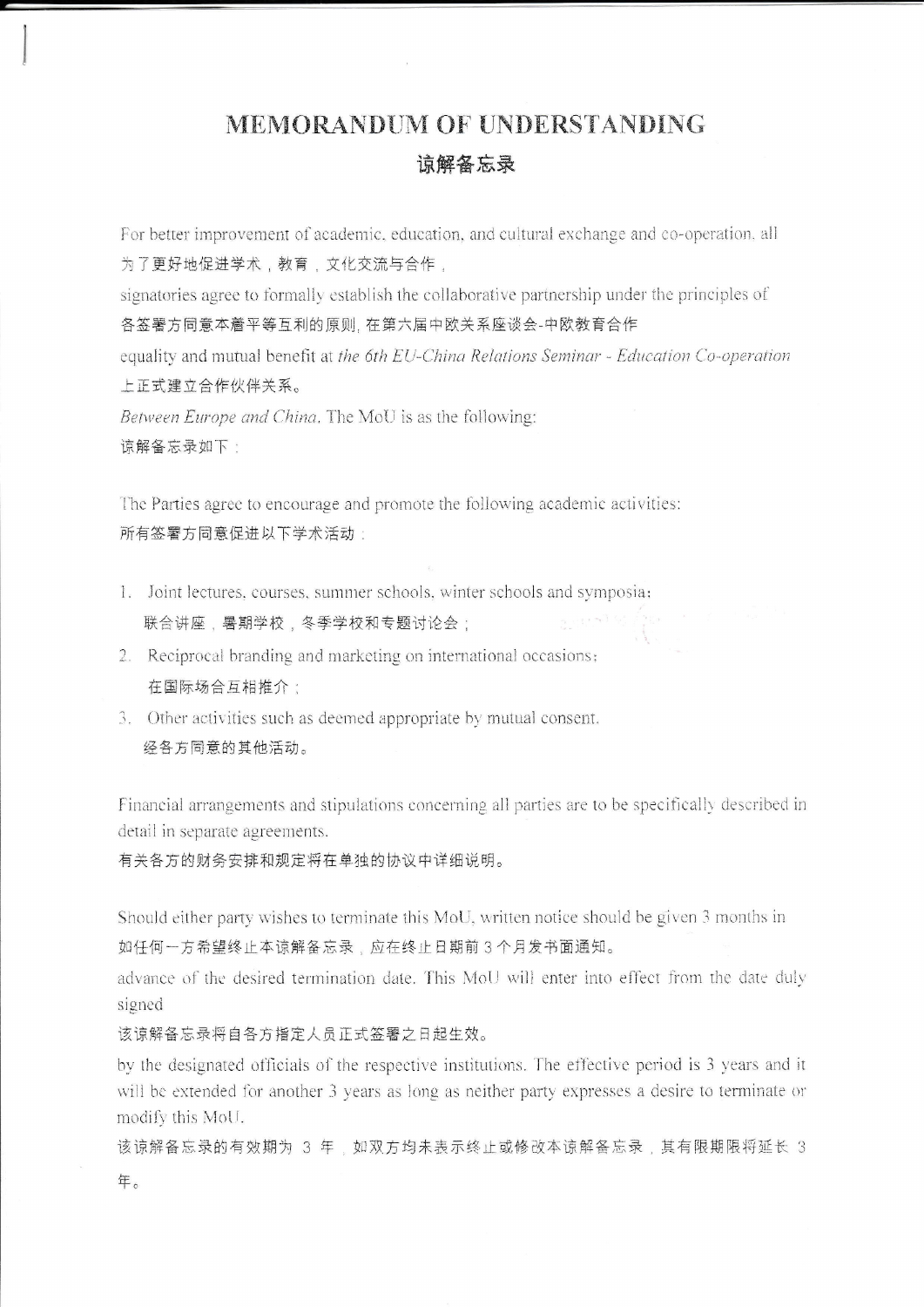# MEMORANDUM OF UNDERSTANDING

## 谅解备忘录

For better improvement of academic, education, and cultural exchange and co-operation, all

为了更好地促进学术，教育，文化交流与合作，

signatories agree to formally establish the collaborative partnership under the principles of

各签署方同意本着平等互利的原则，在第六届中欧关系座谈会-中欧教育合作

equality and mutual benefit at *the 6th EU-China Relations Seminar - Education Co-operation*

上正式建立合作伙伴关系。

*Between Europe and China*. The MoU is as the following:

谅解备忘录如下：

The Parties agree to encourage and promote the following academic activities:

所有签署方同意促进以下学术活动：

1. Joint lectures, courses, summer schools, winter schools and symposia;

   联合讲座，暑期学校，冬季学校和专题讨论会；

2. Reciprocal branding and marketing on international occasions;

   在国际场合互相推介；

3. Other activities such as deemed appropriate by mutual consent.

   经各方同意的其他活动。

Financial arrangements and stipulations concerning all parties are to be specifically described in detail in separate agreements.

有关各方的财务安排和规定将在单独的协议中详细说明。

Should either party wishes to terminate this MoU, written notice should be given 3 months in

如任何一方希望终止本谅解备忘录，应在终止日期前 3 个月发书面通知。

advance of the desired termination date. This MoU will enter into effect from the date duly signed

该谅解备忘录将自各方指定人员正式签署之日起生效。

by the designated officials of the respective institutions. The effective period is 3 years and it will be extended for another 3 years as long as neither party expresses a desire to terminate or modify this MoU.

该谅解备忘录的有效期为 3 年，如双方均未表示终止或修改本谅解备忘录，其有限期限将延长 3 年。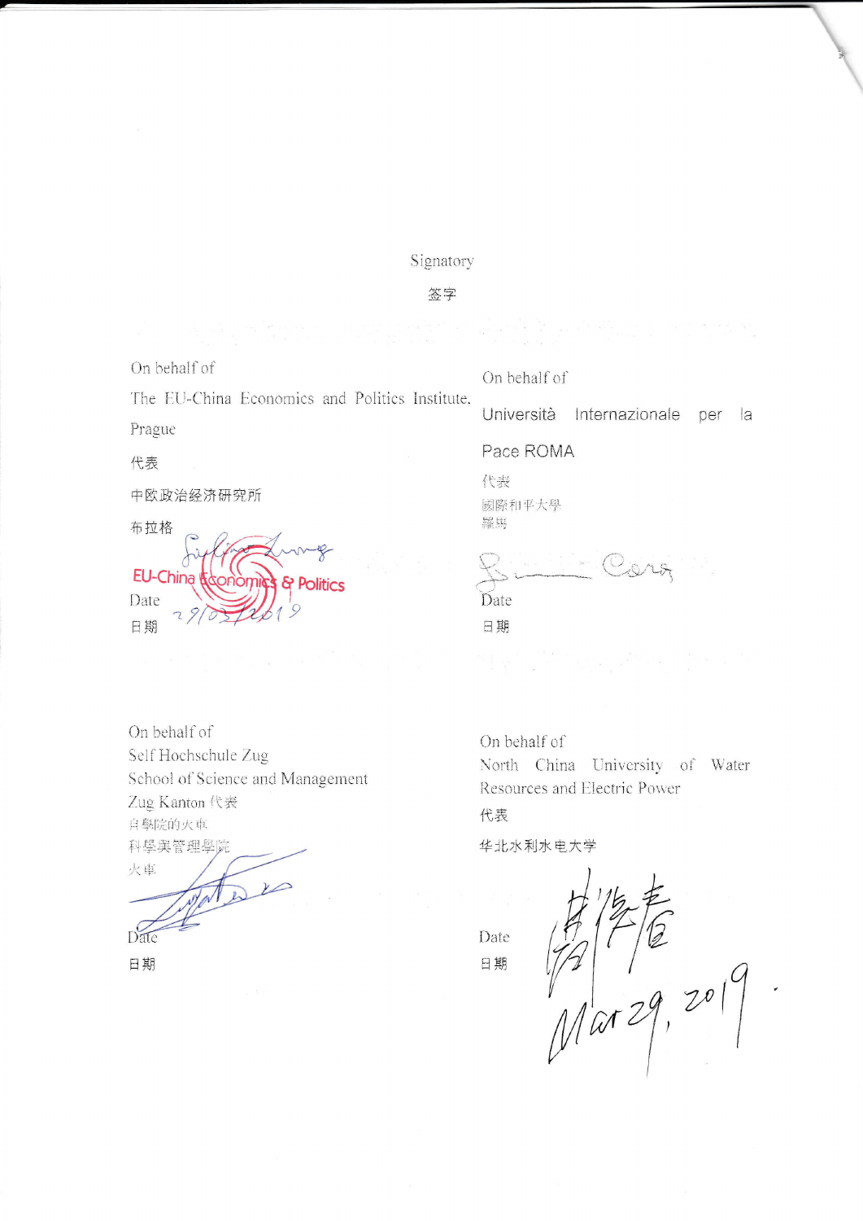Signatory

签字

On behalf of

The EU-China Economics and Politics Institute. Prague

代表

中欧政治经济研究所

布拉格

EU-China Economics & Politics

Date

日期 29/03/2019

On behalf of

Università Internazionale per la Pace ROMA

代表

國際和平大學

羅馬

Date

日期

On behalf of

Self Hochschule Zug

School of Science and Management

Zug Kanton 代表

自學院的火車

科學與管理學院

火車

Date

日期

On behalf of

North China University of Water Resources and Electric Power

代表

华北水利水电大学

Date

日期 Mar 29, 2019.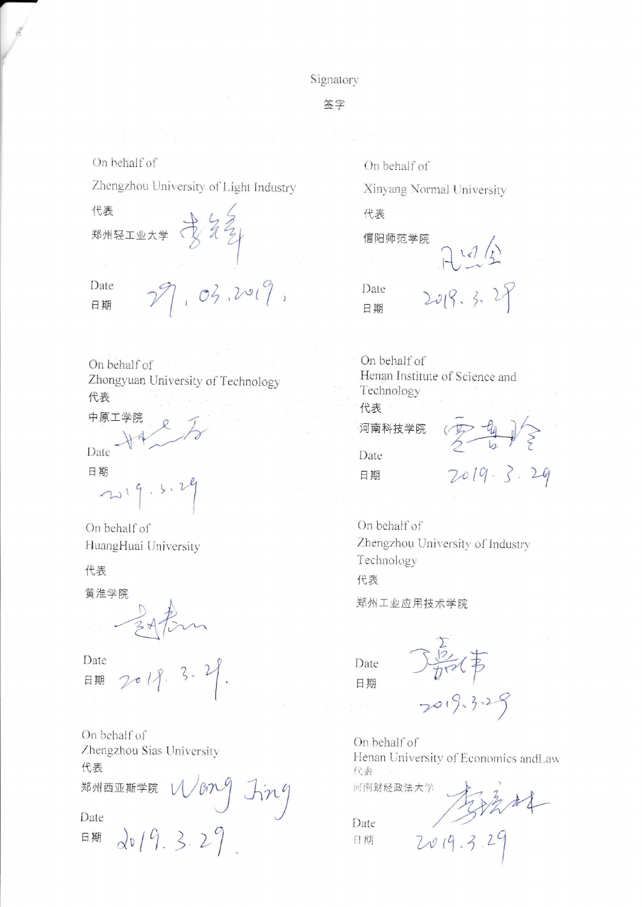Signatory

签字

On behalf of

Zhengzhou University of Light Industry

代表

郑州轻工业大学

Date

日期 29.03.2019.

On behalf of

Xinyang Normal University

代表

信阳师范学院

Date

日期 2019.3.29

On behalf of

Zhongyuan University of Technology

代表

中原工学院

Date

日期

2019.3.29

On behalf of

Henan Institute of Science and Technology

代表

河南科技学院

Date

日期 2019.3.29

On behalf of

HuangHuai University

代表

黄淮学院

Date

日期 2019.3.29.

On behalf of

Zhengzhou University of Industry Technology

代表

郑州工业应用技术学院

Date

日期

2019.3.29

On behalf of

Zhengzhou Sias University

代表

郑州西亚斯学院 Wang Jing

Date

日期 2019.3.29.

On behalf of

Henan University of Economics andLaw

代表

河南财经政法大学

Date

日期 2019.3.29